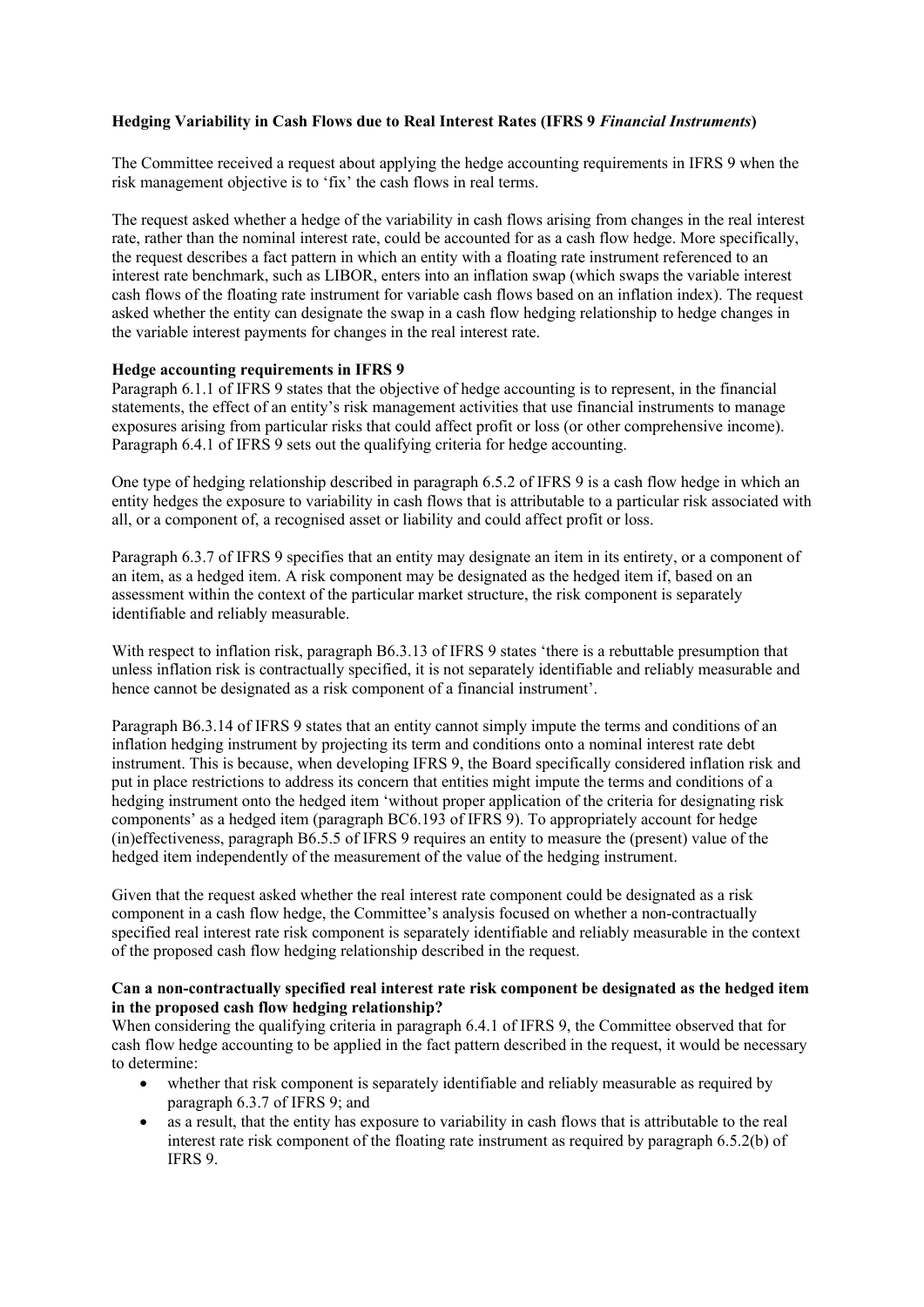**Hedging Variability in Cash Flows due to Real Interest Rates (IFRS 9 *Financial Instruments*)**

The Committee received a request about applying the hedge accounting requirements in IFRS 9 when the risk management objective is to 'fix' the cash flows in real terms.

The request asked whether a hedge of the variability in cash flows arising from changes in the real interest rate, rather than the nominal interest rate, could be accounted for as a cash flow hedge. More specifically, the request describes a fact pattern in which an entity with a floating rate instrument referenced to an interest rate benchmark, such as LIBOR, enters into an inflation swap (which swaps the variable interest cash flows of the floating rate instrument for variable cash flows based on an inflation index). The request asked whether the entity can designate the swap in a cash flow hedging relationship to hedge changes in the variable interest payments for changes in the real interest rate.

**Hedge accounting requirements in IFRS 9**

Paragraph 6.1.1 of IFRS 9 states that the objective of hedge accounting is to represent, in the financial statements, the effect of an entity's risk management activities that use financial instruments to manage exposures arising from particular risks that could affect profit or loss (or other comprehensive income). Paragraph 6.4.1 of IFRS 9 sets out the qualifying criteria for hedge accounting.

One type of hedging relationship described in paragraph 6.5.2 of IFRS 9 is a cash flow hedge in which an entity hedges the exposure to variability in cash flows that is attributable to a particular risk associated with all, or a component of, a recognised asset or liability and could affect profit or loss.

Paragraph 6.3.7 of IFRS 9 specifies that an entity may designate an item in its entirety, or a component of an item, as a hedged item. A risk component may be designated as the hedged item if, based on an assessment within the context of the particular market structure, the risk component is separately identifiable and reliably measurable.

With respect to inflation risk, paragraph B6.3.13 of IFRS 9 states 'there is a rebuttable presumption that unless inflation risk is contractually specified, it is not separately identifiable and reliably measurable and hence cannot be designated as a risk component of a financial instrument'.

Paragraph B6.3.14 of IFRS 9 states that an entity cannot simply impute the terms and conditions of an inflation hedging instrument by projecting its term and conditions onto a nominal interest rate debt instrument. This is because, when developing IFRS 9, the Board specifically considered inflation risk and put in place restrictions to address its concern that entities might impute the terms and conditions of a hedging instrument onto the hedged item 'without proper application of the criteria for designating risk components' as a hedged item (paragraph BC6.193 of IFRS 9). To appropriately account for hedge (in)effectiveness, paragraph B6.5.5 of IFRS 9 requires an entity to measure the (present) value of the hedged item independently of the measurement of the value of the hedging instrument.

Given that the request asked whether the real interest rate component could be designated as a risk component in a cash flow hedge, the Committee's analysis focused on whether a non-contractually specified real interest rate risk component is separately identifiable and reliably measurable in the context of the proposed cash flow hedging relationship described in the request.

**Can a non-contractually specified real interest rate risk component be designated as the hedged item in the proposed cash flow hedging relationship?**

When considering the qualifying criteria in paragraph 6.4.1 of IFRS 9, the Committee observed that for cash flow hedge accounting to be applied in the fact pattern described in the request, it would be necessary to determine:

- whether that risk component is separately identifiable and reliably measurable as required by paragraph 6.3.7 of IFRS 9; and
- as a result, that the entity has exposure to variability in cash flows that is attributable to the real interest rate risk component of the floating rate instrument as required by paragraph 6.5.2(b) of IFRS 9.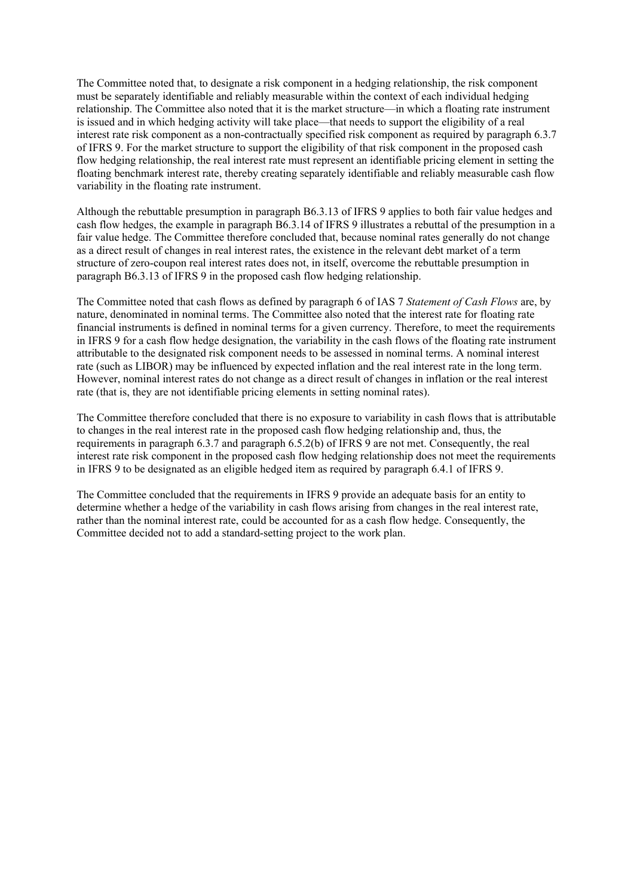The Committee noted that, to designate a risk component in a hedging relationship, the risk component must be separately identifiable and reliably measurable within the context of each individual hedging relationship. The Committee also noted that it is the market structure—in which a floating rate instrument is issued and in which hedging activity will take place—that needs to support the eligibility of a real interest rate risk component as a non-contractually specified risk component as required by paragraph 6.3.7 of IFRS 9. For the market structure to support the eligibility of that risk component in the proposed cash flow hedging relationship, the real interest rate must represent an identifiable pricing element in setting the floating benchmark interest rate, thereby creating separately identifiable and reliably measurable cash flow variability in the floating rate instrument.

Although the rebuttable presumption in paragraph B6.3.13 of IFRS 9 applies to both fair value hedges and cash flow hedges, the example in paragraph B6.3.14 of IFRS 9 illustrates a rebuttal of the presumption in a fair value hedge. The Committee therefore concluded that, because nominal rates generally do not change as a direct result of changes in real interest rates, the existence in the relevant debt market of a term structure of zero-coupon real interest rates does not, in itself, overcome the rebuttable presumption in paragraph B6.3.13 of IFRS 9 in the proposed cash flow hedging relationship.

The Committee noted that cash flows as defined by paragraph 6 of IAS 7 *Statement of Cash Flows* are, by nature, denominated in nominal terms. The Committee also noted that the interest rate for floating rate financial instruments is defined in nominal terms for a given currency. Therefore, to meet the requirements in IFRS 9 for a cash flow hedge designation, the variability in the cash flows of the floating rate instrument attributable to the designated risk component needs to be assessed in nominal terms. A nominal interest rate (such as LIBOR) may be influenced by expected inflation and the real interest rate in the long term. However, nominal interest rates do not change as a direct result of changes in inflation or the real interest rate (that is, they are not identifiable pricing elements in setting nominal rates).

The Committee therefore concluded that there is no exposure to variability in cash flows that is attributable to changes in the real interest rate in the proposed cash flow hedging relationship and, thus, the requirements in paragraph 6.3.7 and paragraph 6.5.2(b) of IFRS 9 are not met. Consequently, the real interest rate risk component in the proposed cash flow hedging relationship does not meet the requirements in IFRS 9 to be designated as an eligible hedged item as required by paragraph 6.4.1 of IFRS 9.

The Committee concluded that the requirements in IFRS 9 provide an adequate basis for an entity to determine whether a hedge of the variability in cash flows arising from changes in the real interest rate, rather than the nominal interest rate, could be accounted for as a cash flow hedge. Consequently, the Committee decided not to add a standard-setting project to the work plan.